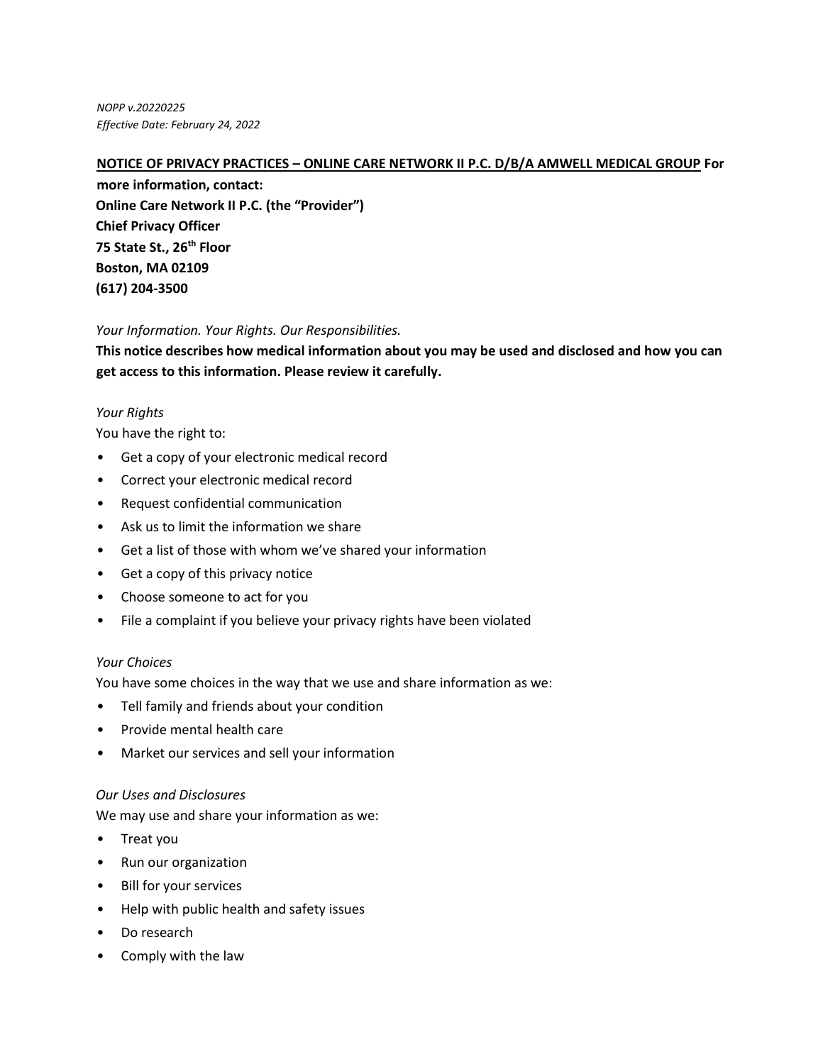*NOPP v.20220225*
*Effective Date: February 24, 2022*

**NOTICE OF PRIVACY PRACTICES – ONLINE CARE NETWORK II P.C. D/B/A AMWELL MEDICAL GROUP For more information, contact:**
**Online Care Network II P.C. (the "Provider")**
**Chief Privacy Officer**
**75 State St., 26th Floor**
**Boston, MA 02109**
**(617) 204-3500**

*Your Information. Your Rights. Our Responsibilities.*

**This notice describes how medical information about you may be used and disclosed and how you can get access to this information. Please review it carefully.**

*Your Rights*

You have the right to:

- Get a copy of your electronic medical record
- Correct your electronic medical record
- Request confidential communication
- Ask us to limit the information we share
- Get a list of those with whom we've shared your information
- Get a copy of this privacy notice
- Choose someone to act for you
- File a complaint if you believe your privacy rights have been violated

*Your Choices*

You have some choices in the way that we use and share information as we:

- Tell family and friends about your condition
- Provide mental health care
- Market our services and sell your information

*Our Uses and Disclosures*

We may use and share your information as we:

- Treat you
- Run our organization
- Bill for your services
- Help with public health and safety issues
- Do research
- Comply with the law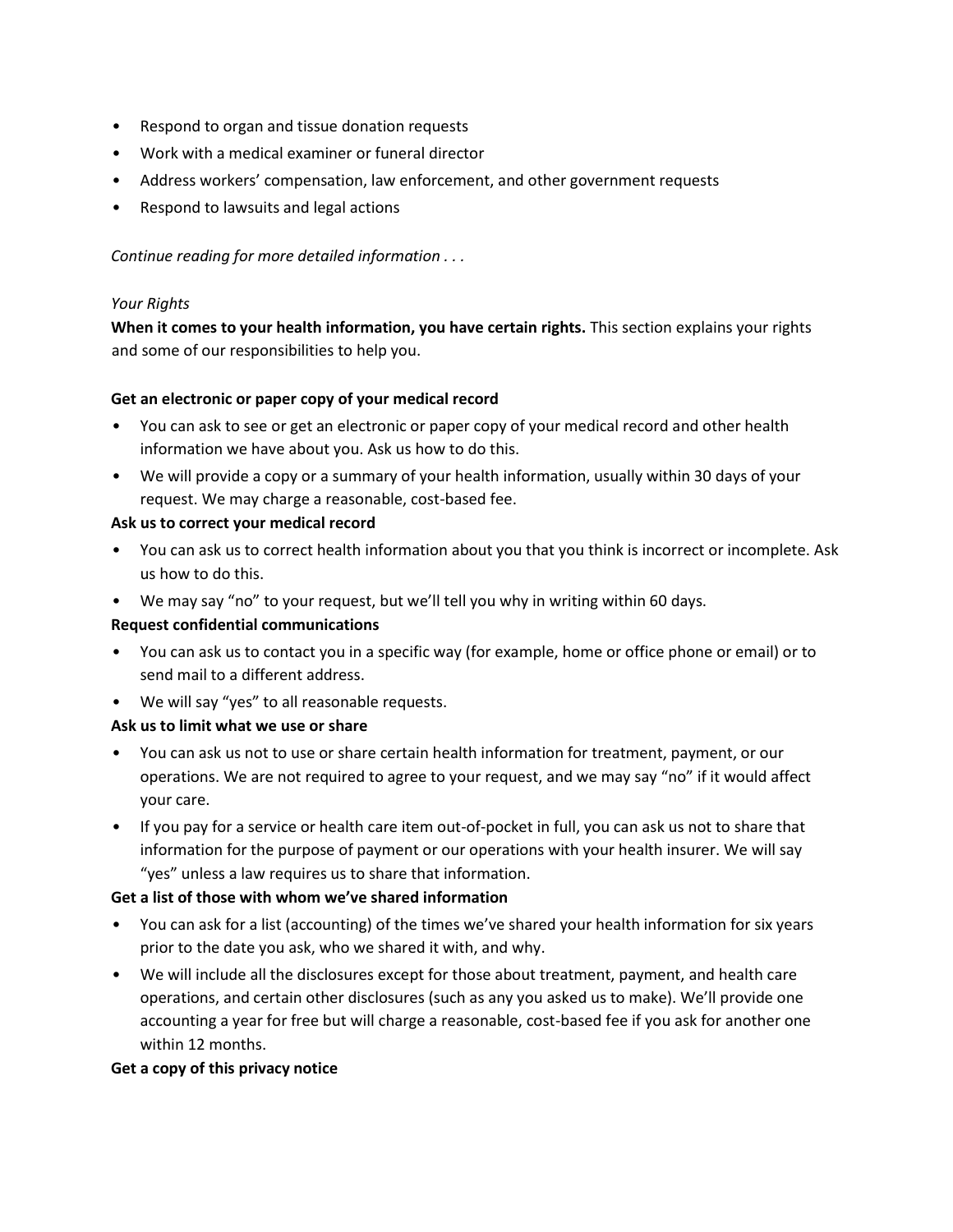- Respond to organ and tissue donation requests
- Work with a medical examiner or funeral director
- Address workers' compensation, law enforcement, and other government requests
- Respond to lawsuits and legal actions

*Continue reading for more detailed information . . .*

*Your Rights*

**When it comes to your health information, you have certain rights.** This section explains your rights and some of our responsibilities to help you.

**Get an electronic or paper copy of your medical record**

- You can ask to see or get an electronic or paper copy of your medical record and other health information we have about you. Ask us how to do this.
- We will provide a copy or a summary of your health information, usually within 30 days of your request. We may charge a reasonable, cost-based fee.

**Ask us to correct your medical record**

- You can ask us to correct health information about you that you think is incorrect or incomplete. Ask us how to do this.
- We may say "no" to your request, but we'll tell you why in writing within 60 days.

**Request confidential communications**

- You can ask us to contact you in a specific way (for example, home or office phone or email) or to send mail to a different address.
- We will say "yes" to all reasonable requests.

**Ask us to limit what we use or share**

- You can ask us not to use or share certain health information for treatment, payment, or our operations. We are not required to agree to your request, and we may say "no" if it would affect your care.
- If you pay for a service or health care item out-of-pocket in full, you can ask us not to share that information for the purpose of payment or our operations with your health insurer. We will say "yes" unless a law requires us to share that information.

**Get a list of those with whom we've shared information**

- You can ask for a list (accounting) of the times we've shared your health information for six years prior to the date you ask, who we shared it with, and why.
- We will include all the disclosures except for those about treatment, payment, and health care operations, and certain other disclosures (such as any you asked us to make). We'll provide one accounting a year for free but will charge a reasonable, cost-based fee if you ask for another one within 12 months.

**Get a copy of this privacy notice**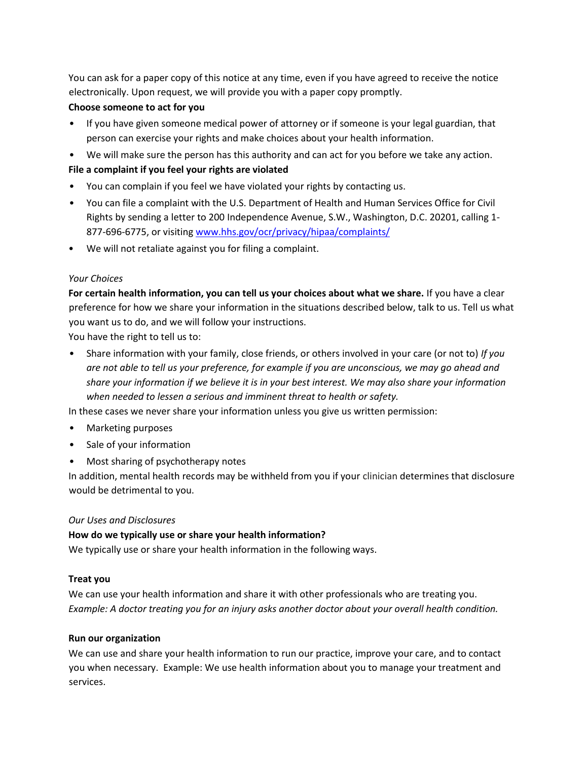You can ask for a paper copy of this notice at any time, even if you have agreed to receive the notice electronically. Upon request, we will provide you with a paper copy promptly.

**Choose someone to act for you**

- If you have given someone medical power of attorney or if someone is your legal guardian, that person can exercise your rights and make choices about your health information.
- We will make sure the person has this authority and can act for you before we take any action.

**File a complaint if you feel your rights are violated**

- You can complain if you feel we have violated your rights by contacting us.
- You can file a complaint with the U.S. Department of Health and Human Services Office for Civil Rights by sending a letter to 200 Independence Avenue, S.W., Washington, D.C. 20201, calling 1-877-696-6775, or visiting [www.hhs.gov/ocr/privacy/hipaa/complaints/](www.hhs.gov/ocr/privacy/hipaa/complaints/)
- We will not retaliate against you for filing a complaint.

*Your Choices*

**For certain health information, you can tell us your choices about what we share.** If you have a clear preference for how we share your information in the situations described below, talk to us. Tell us what you want us to do, and we will follow your instructions.

You have the right to tell us to:

- Share information with your family, close friends, or others involved in your care (or not to) *If you are not able to tell us your preference, for example if you are unconscious, we may go ahead and share your information if we believe it is in your best interest. We may also share your information when needed to lessen a serious and imminent threat to health or safety.*

In these cases we never share your information unless you give us written permission:

- Marketing purposes
- Sale of your information
- Most sharing of psychotherapy notes

In addition, mental health records may be withheld from you if your clinician determines that disclosure would be detrimental to you.

*Our Uses and Disclosures*

**How do we typically use or share your health information?**

We typically use or share your health information in the following ways.

**Treat you**

We can use your health information and share it with other professionals who are treating you. *Example: A doctor treating you for an injury asks another doctor about your overall health condition.*

**Run our organization**

We can use and share your health information to run our practice, improve your care, and to contact you when necessary. Example: We use health information about you to manage your treatment and services.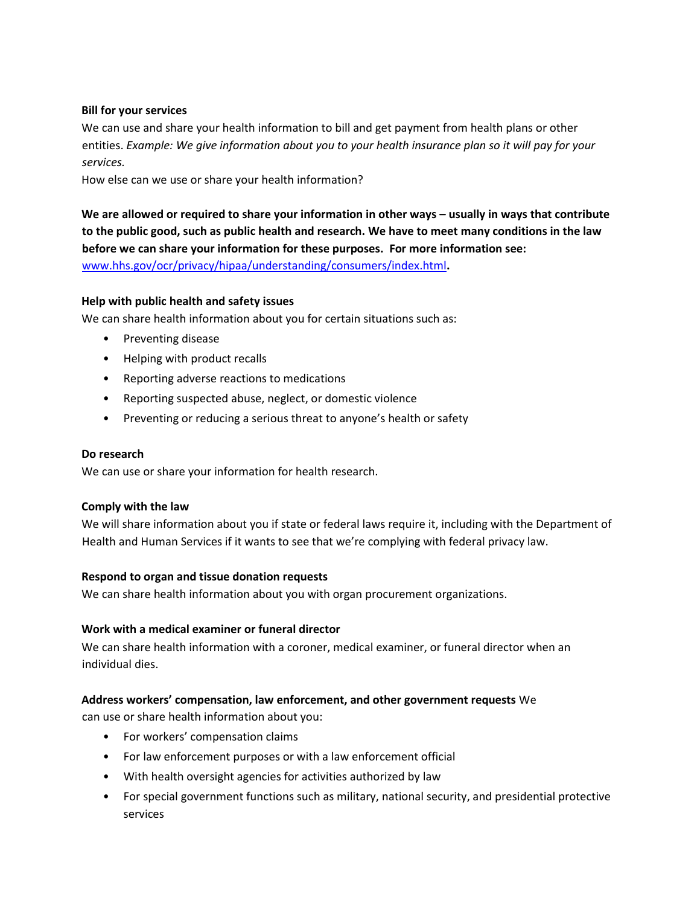**Bill for your services**

We can use and share your health information to bill and get payment from health plans or other entities. *Example: We give information about you to your health insurance plan so it will pay for your services.*

How else can we use or share your health information?

**We are allowed or required to share your information in other ways – usually in ways that contribute to the public good, such as public health and research. We have to meet many conditions in the law before we can share your information for these purposes. For more information see:** [www.hhs.gov/ocr/privacy/hipaa/understanding/consumers/index.html](http://www.hhs.gov/ocr/privacy/hipaa/understanding/consumers/index.html)**.**

**Help with public health and safety issues**

We can share health information about you for certain situations such as:

- Preventing disease
- Helping with product recalls
- Reporting adverse reactions to medications
- Reporting suspected abuse, neglect, or domestic violence
- Preventing or reducing a serious threat to anyone's health or safety

**Do research**

We can use or share your information for health research.

**Comply with the law**

We will share information about you if state or federal laws require it, including with the Department of Health and Human Services if it wants to see that we're complying with federal privacy law.

**Respond to organ and tissue donation requests**

We can share health information about you with organ procurement organizations.

**Work with a medical examiner or funeral director**

We can share health information with a coroner, medical examiner, or funeral director when an individual dies.

**Address workers' compensation, law enforcement, and other government requests** We can use or share health information about you:

- For workers' compensation claims
- For law enforcement purposes or with a law enforcement official
- With health oversight agencies for activities authorized by law
- For special government functions such as military, national security, and presidential protective services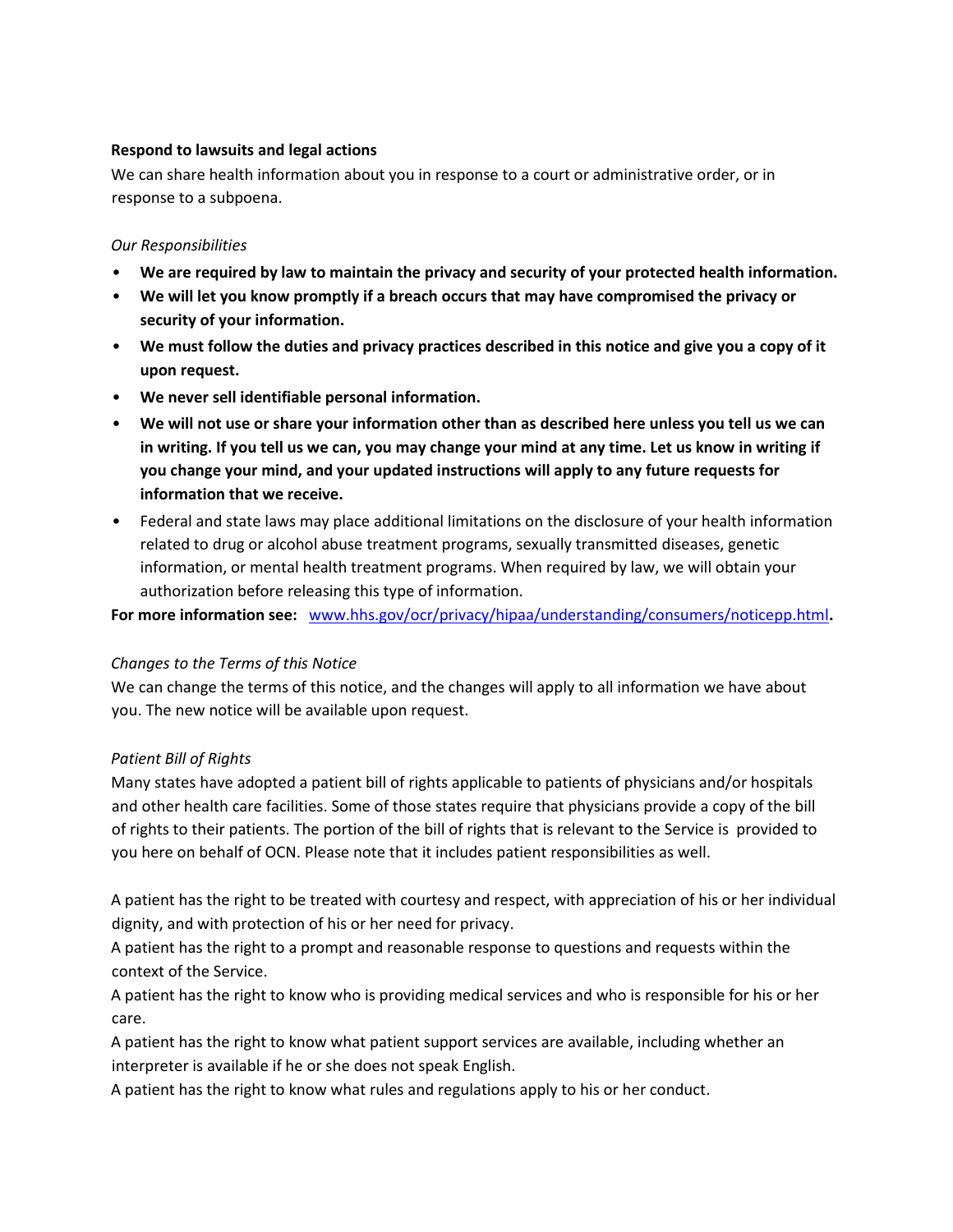**Respond to lawsuits and legal actions**

We can share health information about you in response to a court or administrative order, or in response to a subpoena.

*Our Responsibilities*

- **We are required by law to maintain the privacy and security of your protected health information.**
- **We will let you know promptly if a breach occurs that may have compromised the privacy or security of your information.**
- **We must follow the duties and privacy practices described in this notice and give you a copy of it upon request.**
- **We never sell identifiable personal information.**
- **We will not use or share your information other than as described here unless you tell us we can in writing. If you tell us we can, you may change your mind at any time. Let us know in writing if you change your mind, and your updated instructions will apply to any future requests for information that we receive.**
- Federal and state laws may place additional limitations on the disclosure of your health information related to drug or alcohol abuse treatment programs, sexually transmitted diseases, genetic information, or mental health treatment programs. When required by law, we will obtain your authorization before releasing this type of information.

**For more information see:** [www.hhs.gov/ocr/privacy/hipaa/understanding/consumers/noticepp.html](http://www.hhs.gov/ocr/privacy/hipaa/understanding/consumers/noticepp.html)**.**

*Changes to the Terms of this Notice*

We can change the terms of this notice, and the changes will apply to all information we have about you. The new notice will be available upon request.

*Patient Bill of Rights*

Many states have adopted a patient bill of rights applicable to patients of physicians and/or hospitals and other health care facilities. Some of those states require that physicians provide a copy of the bill of rights to their patients. The portion of the bill of rights that is relevant to the Service is provided to you here on behalf of OCN. Please note that it includes patient responsibilities as well.

A patient has the right to be treated with courtesy and respect, with appreciation of his or her individual dignity, and with protection of his or her need for privacy.

A patient has the right to a prompt and reasonable response to questions and requests within the context of the Service.

A patient has the right to know who is providing medical services and who is responsible for his or her care.

A patient has the right to know what patient support services are available, including whether an interpreter is available if he or she does not speak English.

A patient has the right to know what rules and regulations apply to his or her conduct.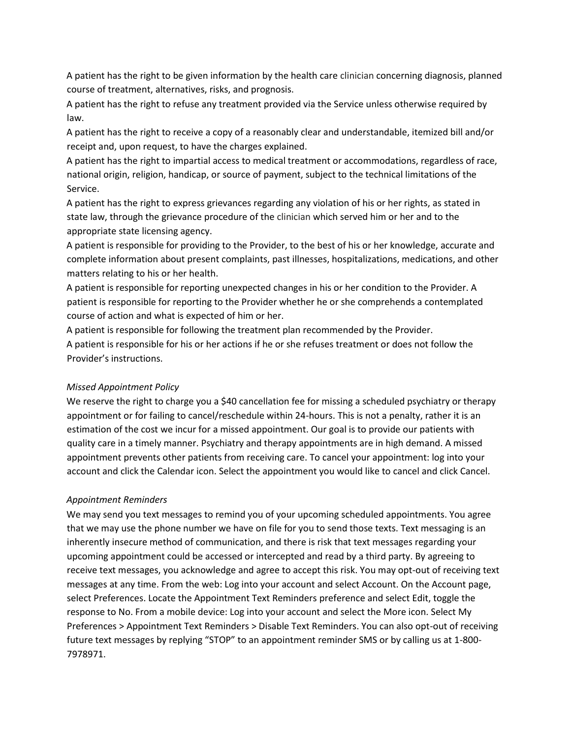A patient has the right to be given information by the health care clinician concerning diagnosis, planned course of treatment, alternatives, risks, and prognosis.

A patient has the right to refuse any treatment provided via the Service unless otherwise required by law.

A patient has the right to receive a copy of a reasonably clear and understandable, itemized bill and/or receipt and, upon request, to have the charges explained.

A patient has the right to impartial access to medical treatment or accommodations, regardless of race, national origin, religion, handicap, or source of payment, subject to the technical limitations of the Service.

A patient has the right to express grievances regarding any violation of his or her rights, as stated in state law, through the grievance procedure of the clinician which served him or her and to the appropriate state licensing agency.

A patient is responsible for providing to the Provider, to the best of his or her knowledge, accurate and complete information about present complaints, past illnesses, hospitalizations, medications, and other matters relating to his or her health.

A patient is responsible for reporting unexpected changes in his or her condition to the Provider. A patient is responsible for reporting to the Provider whether he or she comprehends a contemplated course of action and what is expected of him or her.

A patient is responsible for following the treatment plan recommended by the Provider.

A patient is responsible for his or her actions if he or she refuses treatment or does not follow the Provider's instructions.

*Missed Appointment Policy*

We reserve the right to charge you a $40 cancellation fee for missing a scheduled psychiatry or therapy appointment or for failing to cancel/reschedule within 24-hours. This is not a penalty, rather it is an estimation of the cost we incur for a missed appointment. Our goal is to provide our patients with quality care in a timely manner. Psychiatry and therapy appointments are in high demand. A missed appointment prevents other patients from receiving care. To cancel your appointment: log into your account and click the Calendar icon. Select the appointment you would like to cancel and click Cancel.

*Appointment Reminders*

We may send you text messages to remind you of your upcoming scheduled appointments. You agree that we may use the phone number we have on file for you to send those texts. Text messaging is an inherently insecure method of communication, and there is risk that text messages regarding your upcoming appointment could be accessed or intercepted and read by a third party. By agreeing to receive text messages, you acknowledge and agree to accept this risk. You may opt-out of receiving text messages at any time. From the web: Log into your account and select Account. On the Account page, select Preferences. Locate the Appointment Text Reminders preference and select Edit, toggle the response to No. From a mobile device: Log into your account and select the More icon. Select My Preferences > Appointment Text Reminders > Disable Text Reminders. You can also opt-out of receiving future text messages by replying "STOP" to an appointment reminder SMS or by calling us at 1-800-7978971.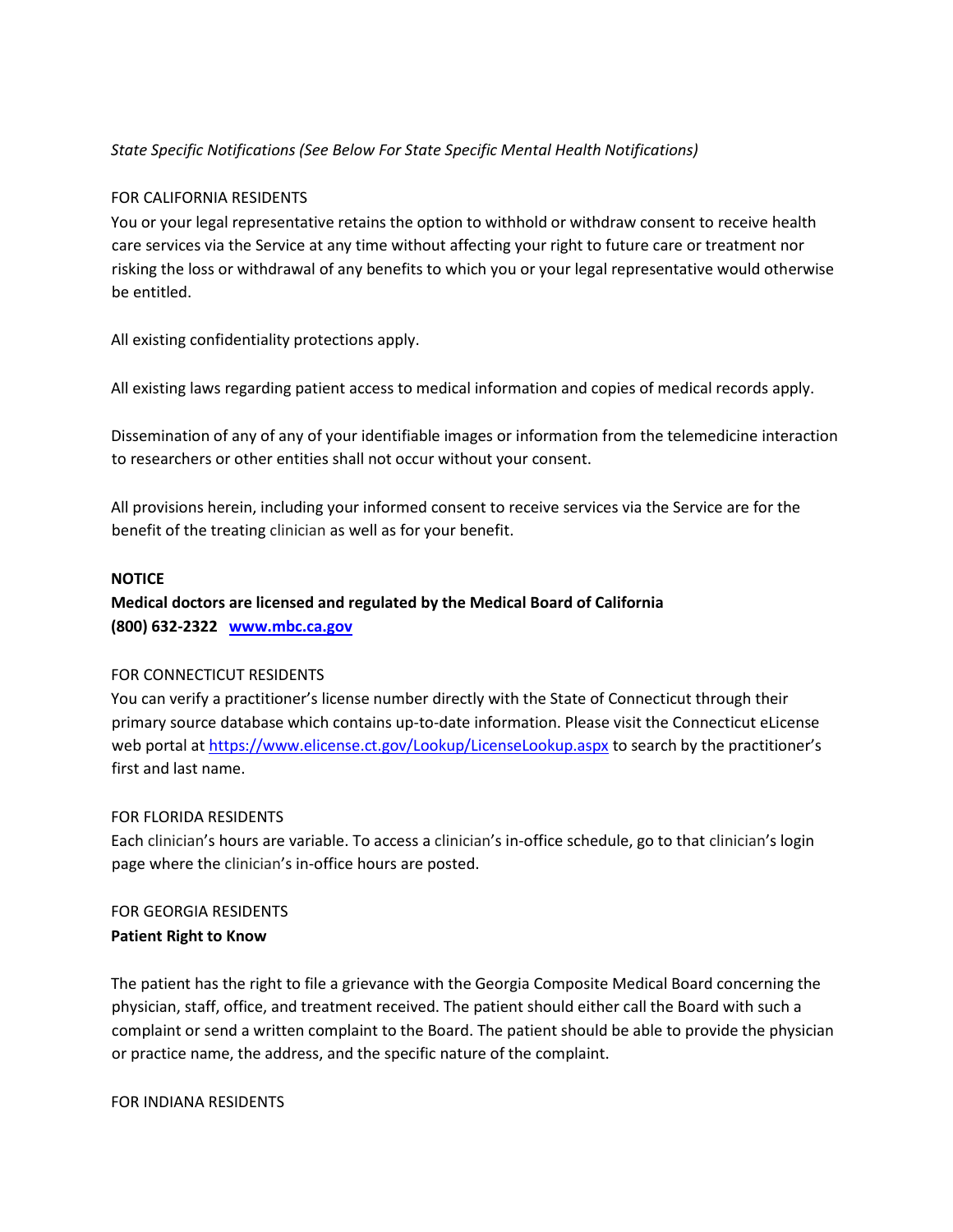*State Specific Notifications (See Below For State Specific Mental Health Notifications)*

FOR CALIFORNIA RESIDENTS

You or your legal representative retains the option to withhold or withdraw consent to receive health care services via the Service at any time without affecting your right to future care or treatment nor risking the loss or withdrawal of any benefits to which you or your legal representative would otherwise be entitled.

All existing confidentiality protections apply.

All existing laws regarding patient access to medical information and copies of medical records apply.

Dissemination of any of any of your identifiable images or information from the telemedicine interaction to researchers or other entities shall not occur without your consent.

All provisions herein, including your informed consent to receive services via the Service are for the benefit of the treating clinician as well as for your benefit.

**NOTICE**

**Medical doctors are licensed and regulated by the Medical Board of California**

**(800) 632-2322 [www.mbc.ca.gov](http://www.mbc.ca.gov)**

FOR CONNECTICUT RESIDENTS

You can verify a practitioner's license number directly with the State of Connecticut through their primary source database which contains up-to-date information. Please visit the Connecticut eLicense web portal at https://www.elicense.ct.gov/Lookup/LicenseLookup.aspx to search by the practitioner's first and last name.

FOR FLORIDA RESIDENTS

Each clinician's hours are variable. To access a clinician's in-office schedule, go to that clinician's login page where the clinician's in-office hours are posted.

FOR GEORGIA RESIDENTS

**Patient Right to Know**

The patient has the right to file a grievance with the Georgia Composite Medical Board concerning the physician, staff, office, and treatment received. The patient should either call the Board with such a complaint or send a written complaint to the Board. The patient should be able to provide the physician or practice name, the address, and the specific nature of the complaint.

FOR INDIANA RESIDENTS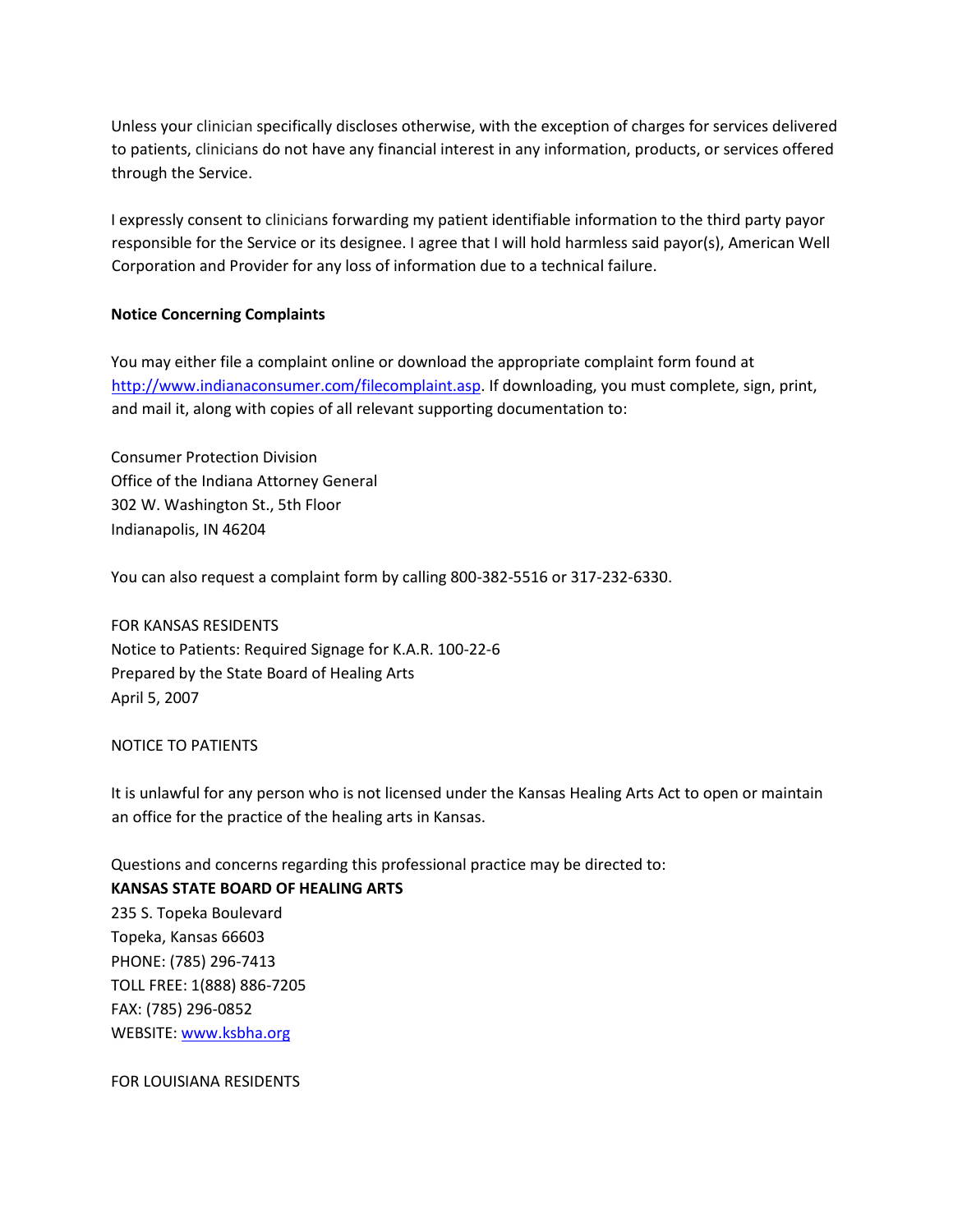Unless your clinician specifically discloses otherwise, with the exception of charges for services delivered to patients, clinicians do not have any financial interest in any information, products, or services offered through the Service.

I expressly consent to clinicians forwarding my patient identifiable information to the third party payor responsible for the Service or its designee. I agree that I will hold harmless said payor(s), American Well Corporation and Provider for any loss of information due to a technical failure.

**Notice Concerning Complaints**

You may either file a complaint online or download the appropriate complaint form found at [http://www.indianaconsumer.com/filecomplaint.asp](http://www.indianaconsumer.com/filecomplaint.asp). If downloading, you must complete, sign, print, and mail it, along with copies of all relevant supporting documentation to:

Consumer Protection Division
Office of the Indiana Attorney General
302 W. Washington St., 5th Floor
Indianapolis, IN 46204

You can also request a complaint form by calling 800-382-5516 or 317-232-6330.

FOR KANSAS RESIDENTS
Notice to Patients: Required Signage for K.A.R. 100-22-6
Prepared by the State Board of Healing Arts
April 5, 2007

NOTICE TO PATIENTS

It is unlawful for any person who is not licensed under the Kansas Healing Arts Act to open or maintain an office for the practice of the healing arts in Kansas.

Questions and concerns regarding this professional practice may be directed to:
**KANSAS STATE BOARD OF HEALING ARTS**
235 S. Topeka Boulevard
Topeka, Kansas 66603
PHONE: (785) 296-7413
TOLL FREE: 1(888) 886-7205
FAX: (785) 296-0852
WEBSITE: [www.ksbha.org](http://www.ksbha.org)

FOR LOUISIANA RESIDENTS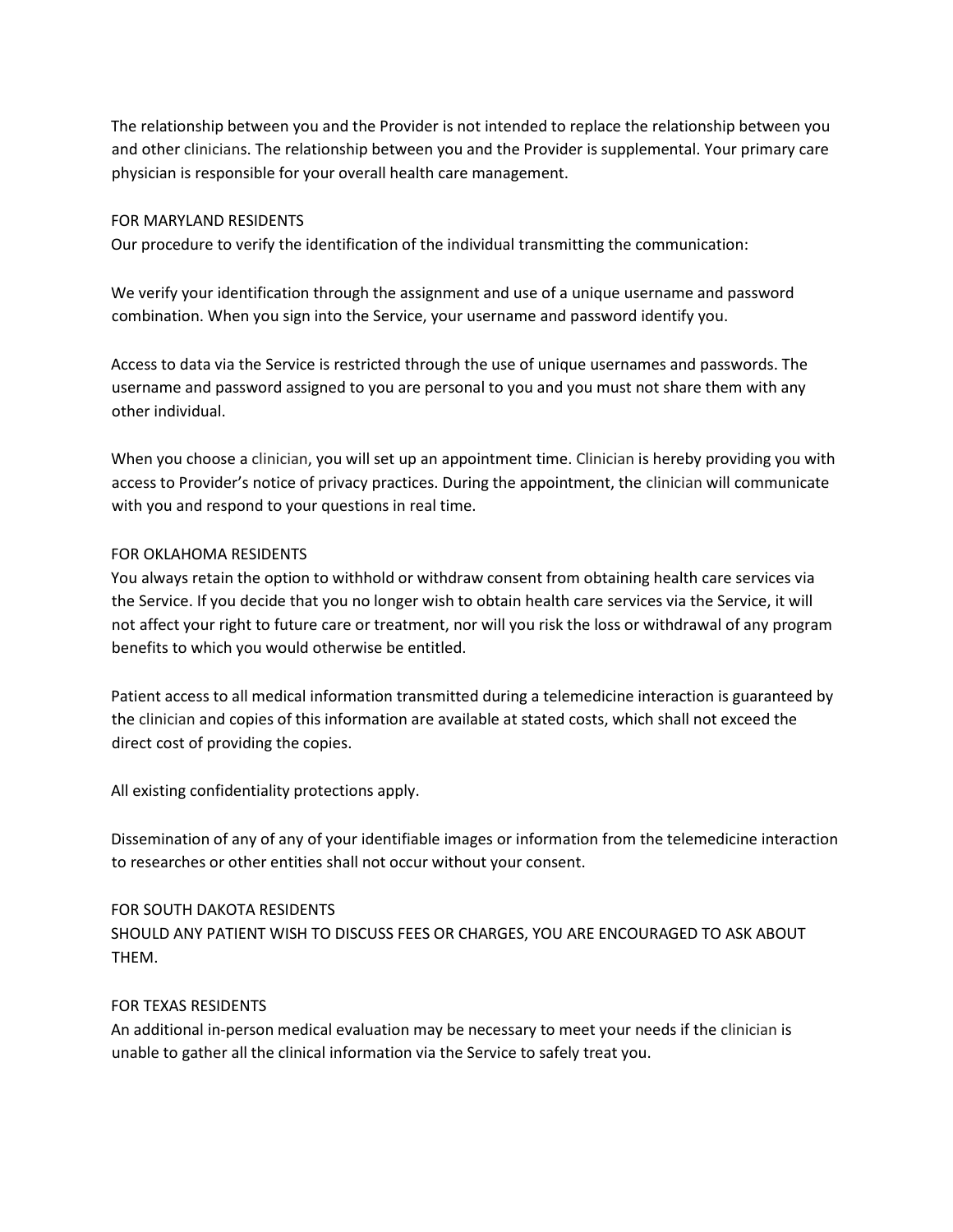The relationship between you and the Provider is not intended to replace the relationship between you and other clinicians. The relationship between you and the Provider is supplemental. Your primary care physician is responsible for your overall health care management.

FOR MARYLAND RESIDENTS

Our procedure to verify the identification of the individual transmitting the communication:

We verify your identification through the assignment and use of a unique username and password combination. When you sign into the Service, your username and password identify you.

Access to data via the Service is restricted through the use of unique usernames and passwords. The username and password assigned to you are personal to you and you must not share them with any other individual.

When you choose a clinician, you will set up an appointment time. Clinician is hereby providing you with access to Provider's notice of privacy practices. During the appointment, the clinician will communicate with you and respond to your questions in real time.

FOR OKLAHOMA RESIDENTS

You always retain the option to withhold or withdraw consent from obtaining health care services via the Service. If you decide that you no longer wish to obtain health care services via the Service, it will not affect your right to future care or treatment, nor will you risk the loss or withdrawal of any program benefits to which you would otherwise be entitled.

Patient access to all medical information transmitted during a telemedicine interaction is guaranteed by the clinician and copies of this information are available at stated costs, which shall not exceed the direct cost of providing the copies.

All existing confidentiality protections apply.

Dissemination of any of any of your identifiable images or information from the telemedicine interaction to researches or other entities shall not occur without your consent.

FOR SOUTH DAKOTA RESIDENTS

SHOULD ANY PATIENT WISH TO DISCUSS FEES OR CHARGES, YOU ARE ENCOURAGED TO ASK ABOUT THEM.

FOR TEXAS RESIDENTS

An additional in-person medical evaluation may be necessary to meet your needs if the clinician is unable to gather all the clinical information via the Service to safely treat you.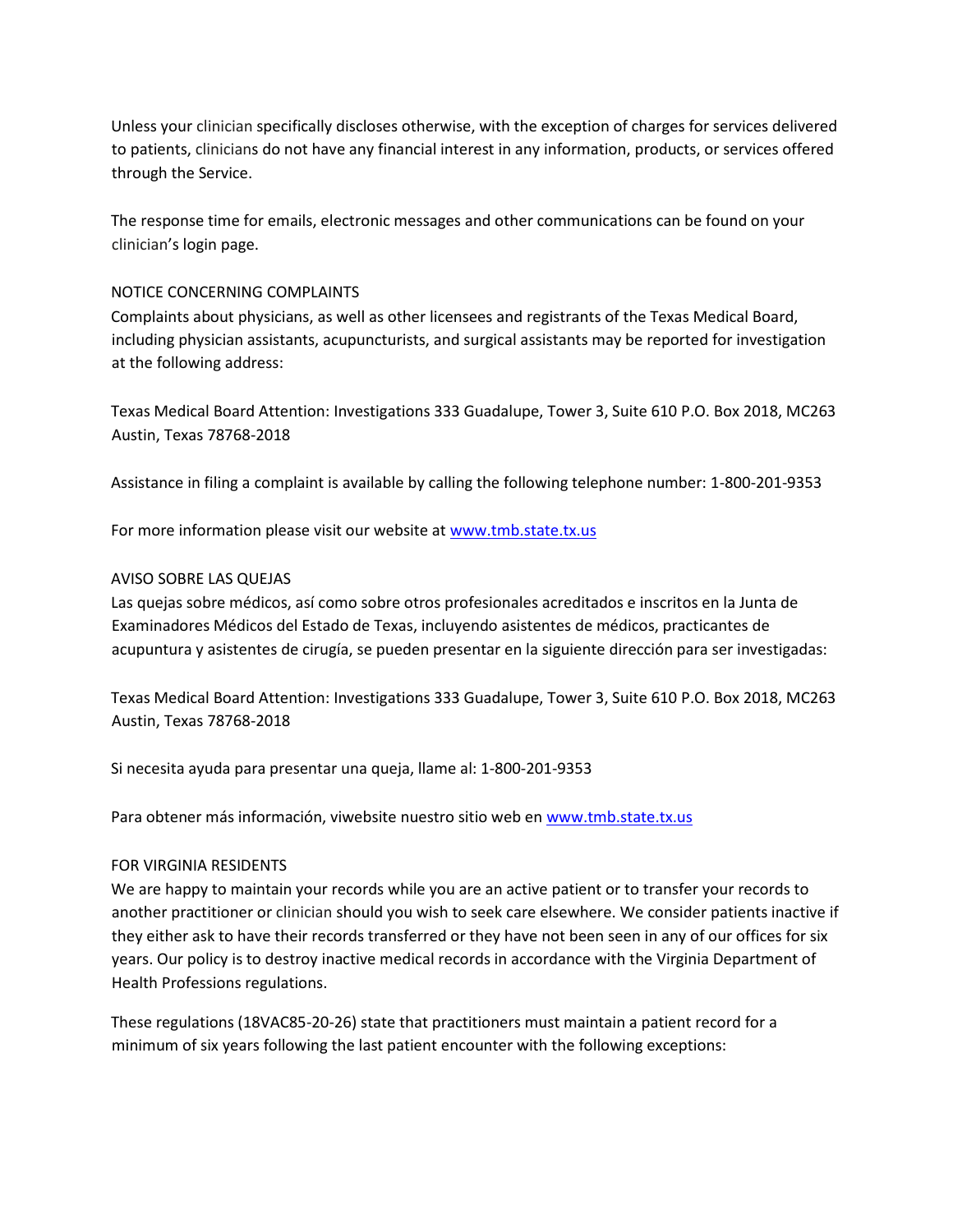Unless your clinician specifically discloses otherwise, with the exception of charges for services delivered to patients, clinicians do not have any financial interest in any information, products, or services offered through the Service.

The response time for emails, electronic messages and other communications can be found on your clinician's login page.

NOTICE CONCERNING COMPLAINTS

Complaints about physicians, as well as other licensees and registrants of the Texas Medical Board, including physician assistants, acupuncturists, and surgical assistants may be reported for investigation at the following address:

Texas Medical Board Attention: Investigations 333 Guadalupe, Tower 3, Suite 610 P.O. Box 2018, MC263 Austin, Texas 78768-2018

Assistance in filing a complaint is available by calling the following telephone number: 1-800-201-9353

For more information please visit our website at www.tmb.state.tx.us

AVISO SOBRE LAS QUEJAS

Las quejas sobre médicos, así como sobre otros profesionales acreditados e inscritos en la Junta de Examinadores Médicos del Estado de Texas, incluyendo asistentes de médicos, practicantes de acupuntura y asistentes de cirugía, se pueden presentar en la siguiente dirección para ser investigadas:

Texas Medical Board Attention: Investigations 333 Guadalupe, Tower 3, Suite 610 P.O. Box 2018, MC263 Austin, Texas 78768-2018

Si necesita ayuda para presentar una queja, llame al: 1-800-201-9353

Para obtener más información, viwebsite nuestro sitio web en www.tmb.state.tx.us

FOR VIRGINIA RESIDENTS

We are happy to maintain your records while you are an active patient or to transfer your records to another practitioner or clinician should you wish to seek care elsewhere. We consider patients inactive if they either ask to have their records transferred or they have not been seen in any of our offices for six years. Our policy is to destroy inactive medical records in accordance with the Virginia Department of Health Professions regulations.

These regulations (18VAC85-20-26) state that practitioners must maintain a patient record for a minimum of six years following the last patient encounter with the following exceptions: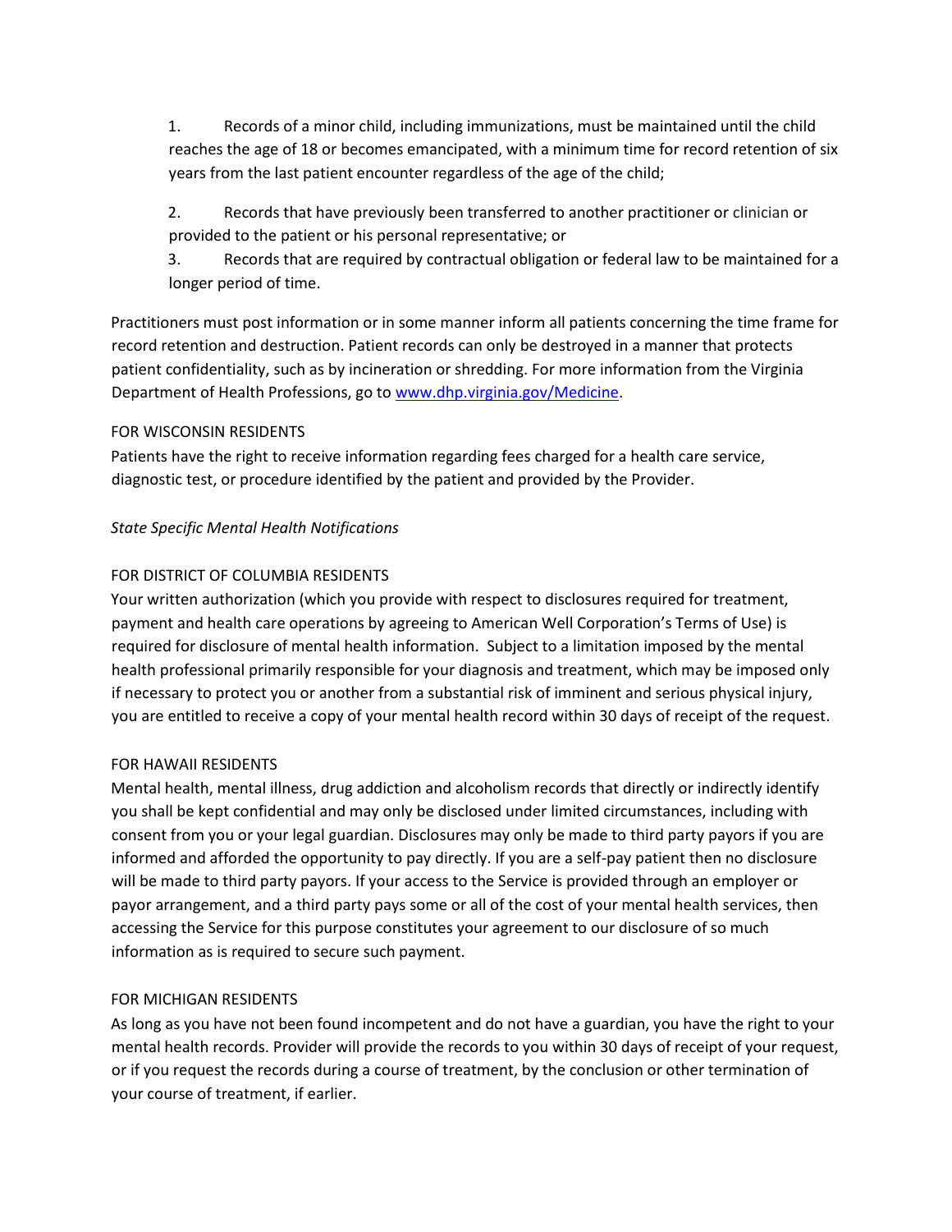1. Records of a minor child, including immunizations, must be maintained until the child reaches the age of 18 or becomes emancipated, with a minimum time for record retention of six years from the last patient encounter regardless of the age of the child;

2. Records that have previously been transferred to another practitioner or clinician or provided to the patient or his personal representative; or

3. Records that are required by contractual obligation or federal law to be maintained for a longer period of time.

Practitioners must post information or in some manner inform all patients concerning the time frame for record retention and destruction. Patient records can only be destroyed in a manner that protects patient confidentiality, such as by incineration or shredding. For more information from the Virginia Department of Health Professions, go to [www.dhp.virginia.gov/Medicine](www.dhp.virginia.gov/Medicine).

FOR WISCONSIN RESIDENTS

Patients have the right to receive information regarding fees charged for a health care service, diagnostic test, or procedure identified by the patient and provided by the Provider.

*State Specific Mental Health Notifications*

FOR DISTRICT OF COLUMBIA RESIDENTS

Your written authorization (which you provide with respect to disclosures required for treatment, payment and health care operations by agreeing to American Well Corporation's Terms of Use) is required for disclosure of mental health information. Subject to a limitation imposed by the mental health professional primarily responsible for your diagnosis and treatment, which may be imposed only if necessary to protect you or another from a substantial risk of imminent and serious physical injury, you are entitled to receive a copy of your mental health record within 30 days of receipt of the request.

FOR HAWAII RESIDENTS

Mental health, mental illness, drug addiction and alcoholism records that directly or indirectly identify you shall be kept confidential and may only be disclosed under limited circumstances, including with consent from you or your legal guardian. Disclosures may only be made to third party payors if you are informed and afforded the opportunity to pay directly. If you are a self-pay patient then no disclosure will be made to third party payors. If your access to the Service is provided through an employer or payor arrangement, and a third party pays some or all of the cost of your mental health services, then accessing the Service for this purpose constitutes your agreement to our disclosure of so much information as is required to secure such payment.

FOR MICHIGAN RESIDENTS

As long as you have not been found incompetent and do not have a guardian, you have the right to your mental health records. Provider will provide the records to you within 30 days of receipt of your request, or if you request the records during a course of treatment, by the conclusion or other termination of your course of treatment, if earlier.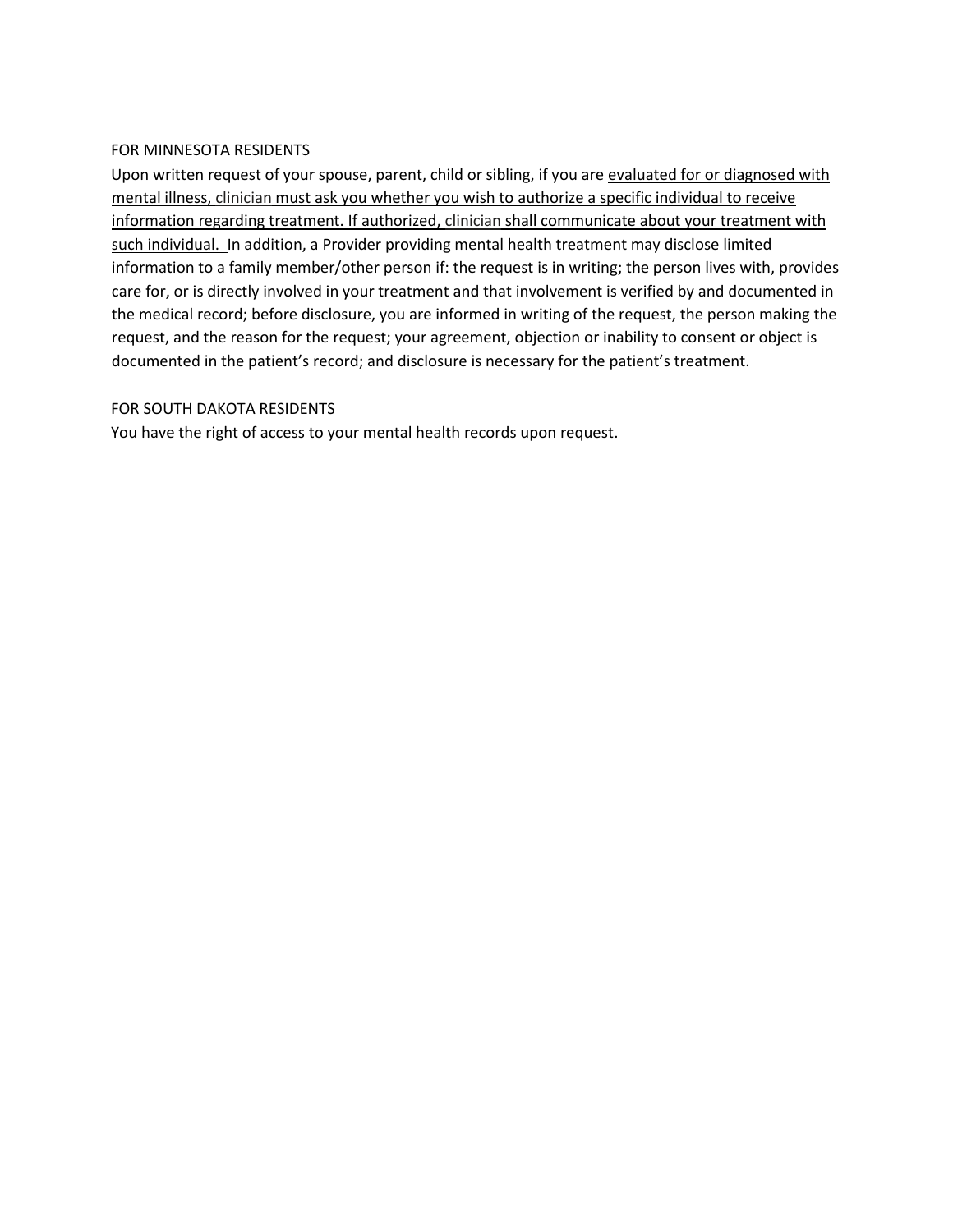FOR MINNESOTA RESIDENTS

Upon written request of your spouse, parent, child or sibling, if you are <u>evaluated for or diagnosed with mental illness, clinician must ask you whether you wish to authorize a specific individual to receive information regarding treatment. If authorized, clinician shall communicate about your treatment with such individual.</u> In addition, a Provider providing mental health treatment may disclose limited information to a family member/other person if: the request is in writing; the person lives with, provides care for, or is directly involved in your treatment and that involvement is verified by and documented in the medical record; before disclosure, you are informed in writing of the request, the person making the request, and the reason for the request; your agreement, objection or inability to consent or object is documented in the patient's record; and disclosure is necessary for the patient's treatment.

FOR SOUTH DAKOTA RESIDENTS

You have the right of access to your mental health records upon request.